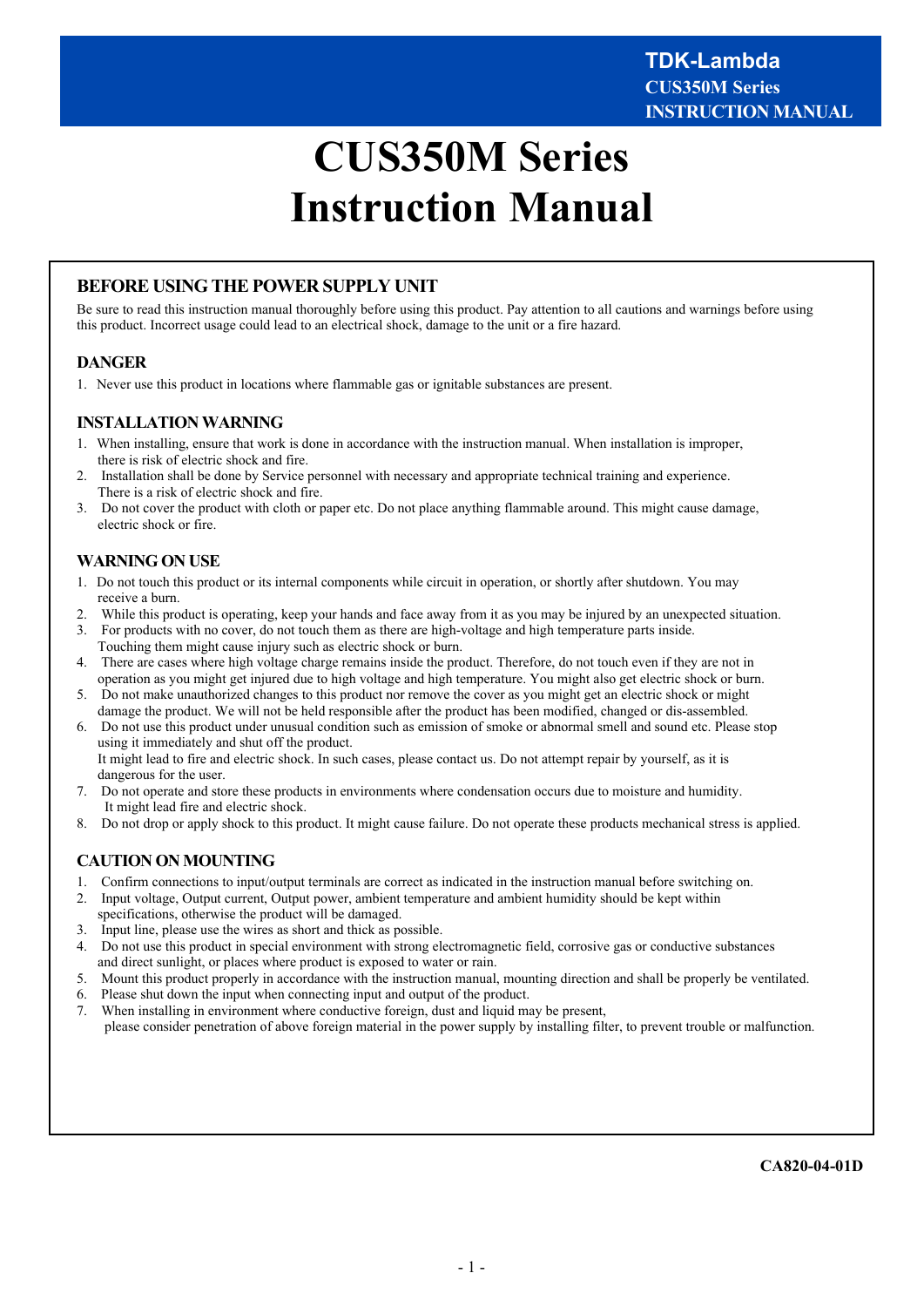# CUS350M Series
# Instruction Manual

## BEFORE USING THE POWER SUPPLY UNIT

Be sure to read this instruction manual thoroughly before using this product. Pay attention to all cautions and warnings before using this product. Incorrect usage could lead to an electrical shock, damage to the unit or a fire hazard.

### DANGER

1. Never use this product in locations where flammable gas or ignitable substances are present.

### INSTALLATION WARNING

1. When installing, ensure that work is done in accordance with the instruction manual. When installation is improper, there is risk of electric shock and fire.
2. Installation shall be done by Service personnel with necessary and appropriate technical training and experience. There is a risk of electric shock and fire.
3. Do not cover the product with cloth or paper etc. Do not place anything flammable around. This might cause damage, electric shock or fire.

### WARNING ON USE

1. Do not touch this product or its internal components while circuit in operation, or shortly after shutdown. You may receive a burn.
2. While this product is operating, keep your hands and face away from it as you may be injured by an unexpected situation.
3. For products with no cover, do not touch them as there are high-voltage and high temperature parts inside. Touching them might cause injury such as electric shock or burn.
4. There are cases where high voltage charge remains inside the product. Therefore, do not touch even if they are not in operation as you might get injured due to high voltage and high temperature. You might also get electric shock or burn.
5. Do not make unauthorized changes to this product nor remove the cover as you might get an electric shock or might damage the product. We will not be held responsible after the product has been modified, changed or dis-assembled.
6. Do not use this product under unusual condition such as emission of smoke or abnormal smell and sound etc. Please stop using it immediately and shut off the product. It might lead to fire and electric shock. In such cases, please contact us. Do not attempt repair by yourself, as it is dangerous for the user.
7. Do not operate and store these products in environments where condensation occurs due to moisture and humidity. It might lead fire and electric shock.
8. Do not drop or apply shock to this product. It might cause failure. Do not operate these products mechanical stress is applied.

### CAUTION ON MOUNTING

1. Confirm connections to input/output terminals are correct as indicated in the instruction manual before switching on.
2. Input voltage, Output current, Output power, ambient temperature and ambient humidity should be kept within specifications, otherwise the product will be damaged.
3. Input line, please use the wires as short and thick as possible.
4. Do not use this product in special environment with strong electromagnetic field, corrosive gas or conductive substances and direct sunlight, or places where product is exposed to water or rain.
5. Mount this product properly in accordance with the instruction manual, mounting direction and shall be properly be ventilated.
6. Please shut down the input when connecting input and output of the product.
7. When installing in environment where conductive foreign, dust and liquid may be present, please consider penetration of above foreign material in the power supply by installing filter, to prevent trouble or malfunction.

**CA820-04-01D**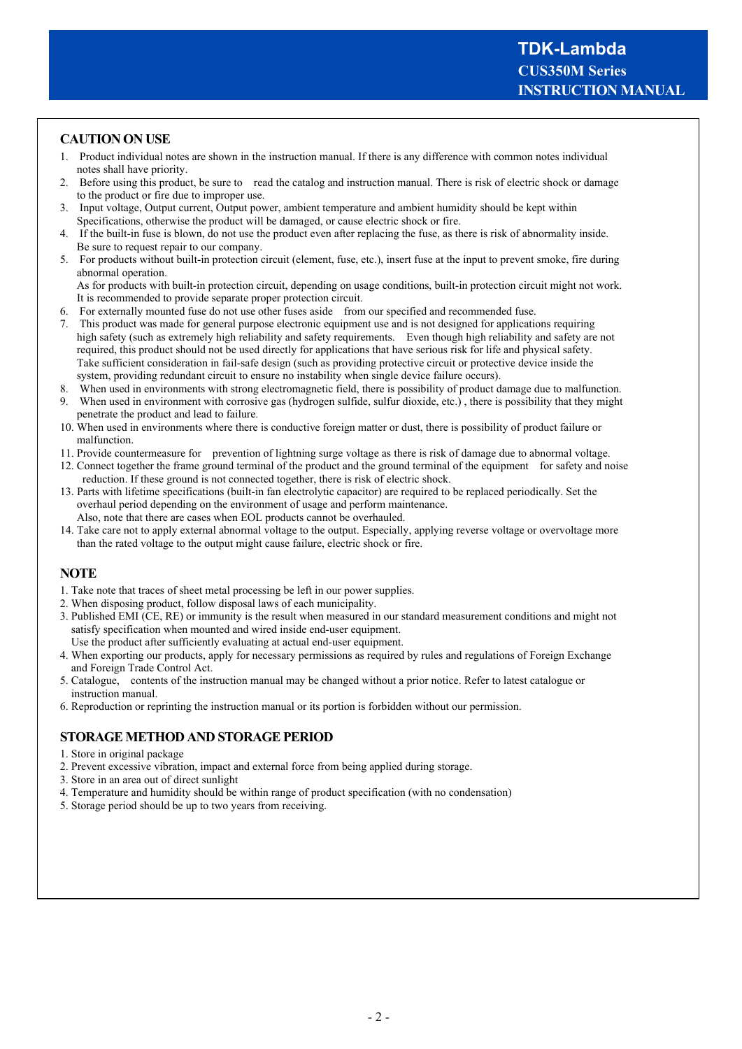## CAUTION ON USE

1. Product individual notes are shown in the instruction manual. If there is any difference with common notes individual notes shall have priority.
2. Before using this product, be sure to read the catalog and instruction manual. There is risk of electric shock or damage to the product or fire due to improper use.
3. Input voltage, Output current, Output power, ambient temperature and ambient humidity should be kept within Specifications, otherwise the product will be damaged, or cause electric shock or fire.
4. If the built-in fuse is blown, do not use the product even after replacing the fuse, as there is risk of abnormality inside. Be sure to request repair to our company.
5. For products without built-in protection circuit (element, fuse, etc.), insert fuse at the input to prevent smoke, fire during abnormal operation.
   As for products with built-in protection circuit, depending on usage conditions, built-in protection circuit might not work. It is recommended to provide separate proper protection circuit.
6. For externally mounted fuse do not use other fuses aside from our specified and recommended fuse.
7. This product was made for general purpose electronic equipment use and is not designed for applications requiring high safety (such as extremely high reliability and safety requirements. Even though high reliability and safety are not required, this product should not be used directly for applications that have serious risk for life and physical safety. Take sufficient consideration in fail-safe design (such as providing protective circuit or protective device inside the system, providing redundant circuit to ensure no instability when single device failure occurs).
8. When used in environments with strong electromagnetic field, there is possibility of product damage due to malfunction.
9. When used in environment with corrosive gas (hydrogen sulfide, sulfur dioxide, etc.) , there is possibility that they might penetrate the product and lead to failure.
10. When used in environments where there is conductive foreign matter or dust, there is possibility of product failure or malfunction.
11. Provide countermeasure for prevention of lightning surge voltage as there is risk of damage due to abnormal voltage.
12. Connect together the frame ground terminal of the product and the ground terminal of the equipment for safety and noise reduction. If these ground is not connected together, there is risk of electric shock.
13. Parts with lifetime specifications (built-in fan electrolytic capacitor) are required to be replaced periodically. Set the overhaul period depending on the environment of usage and perform maintenance.
    Also, note that there are cases when EOL products cannot be overhauled.
14. Take care not to apply external abnormal voltage to the output. Especially, applying reverse voltage or overvoltage more than the rated voltage to the output might cause failure, electric shock or fire.

## NOTE

1. Take note that traces of sheet metal processing be left in our power supplies.
2. When disposing product, follow disposal laws of each municipality.
3. Published EMI (CE, RE) or immunity is the result when measured in our standard measurement conditions and might not satisfy specification when mounted and wired inside end-user equipment.
   Use the product after sufficiently evaluating at actual end-user equipment.
4. When exporting our products, apply for necessary permissions as required by rules and regulations of Foreign Exchange and Foreign Trade Control Act.
5. Catalogue, contents of the instruction manual may be changed without a prior notice. Refer to latest catalogue or instruction manual.
6. Reproduction or reprinting the instruction manual or its portion is forbidden without our permission.

## STORAGE METHOD AND STORAGE PERIOD

1. Store in original package
2. Prevent excessive vibration, impact and external force from being applied during storage.
3. Store in an area out of direct sunlight
4. Temperature and humidity should be within range of product specification (with no condensation)
5. Storage period should be up to two years from receiving.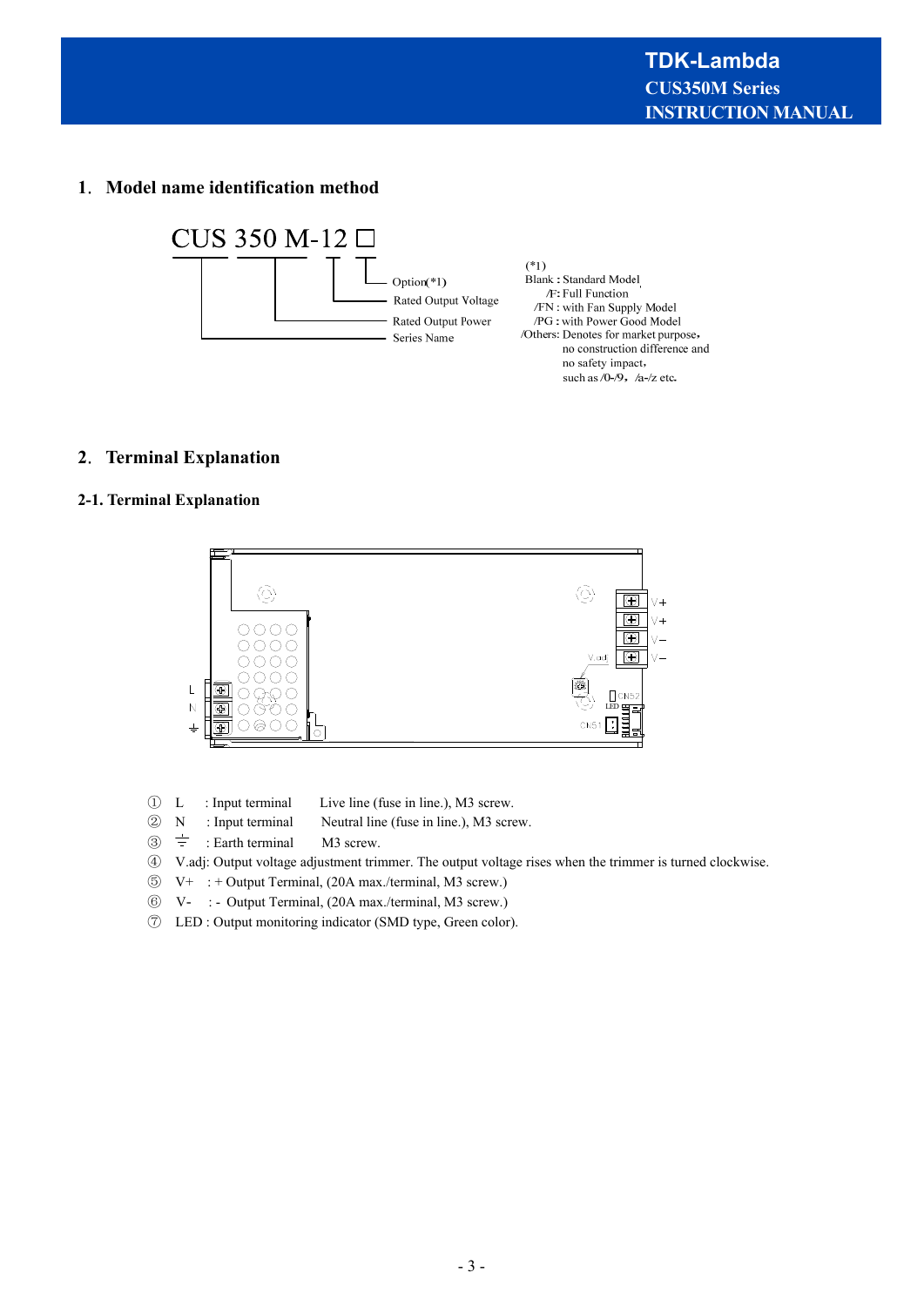## 1. Model name identification method

CUS 350 M-12 □

- Option(*1)
- Rated Output Voltage
- Rated Output Power
- Series Name

(*1)
Blank : Standard Model
/F: Full Function
/FN : with Fan Supply Model
/PG : with Power Good Model
/Others: Denotes for market purpose, no construction difference and no safety impact, such as /0~/9, /a~/z etc.

## 2. Terminal Explanation

### 2-1. Terminal Explanation

① L : Input terminal Live line (fuse in line.), M3 screw.
② N : Input terminal Neutral line (fuse in line.), M3 screw.
③ ⏚ : Earth terminal M3 screw.
④ V.adj: Output voltage adjustment trimmer. The output voltage rises when the trimmer is turned clockwise.
⑤ V+ : + Output Terminal, (20A max./terminal, M3 screw.)
⑥ V- : - Output Terminal, (20A max./terminal, M3 screw.)
⑦ LED : Output monitoring indicator (SMD type, Green color).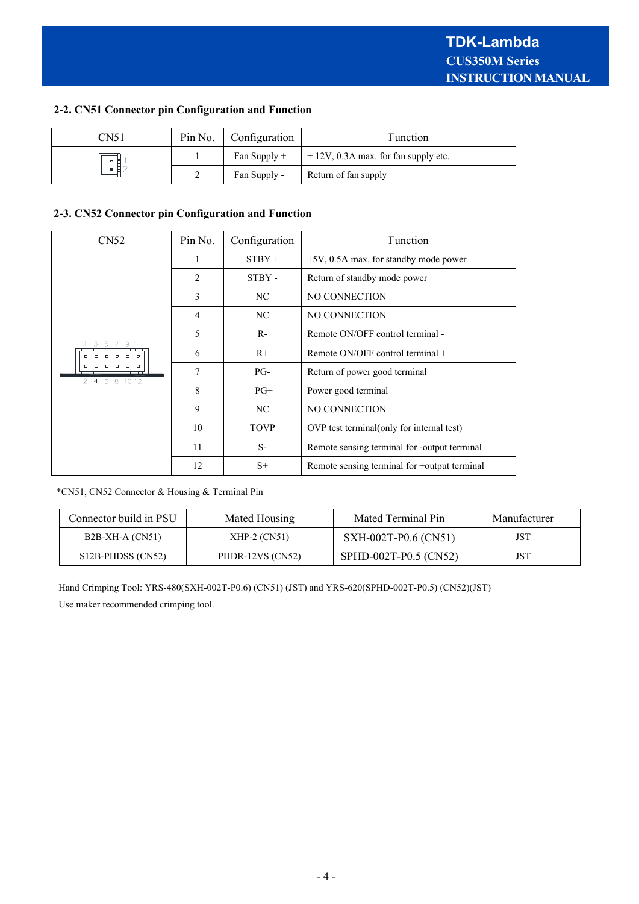## 2-2. CN51 Connector pin Configuration and Function

| CN51 | Pin No. | Configuration | Function |
|---|---|---|---|
| | 1 | Fan Supply + | + 12V, 0.3A max. for fan supply etc. |
| | 2 | Fan Supply - | Return of fan supply |

## 2-3. CN52 Connector pin Configuration and Function

| CN52 | Pin No. | Configuration | Function |
|---|---|---|---|
| | 1 | STBY + | +5V, 0.5A max. for standby mode power |
| | 2 | STBY - | Return of standby mode power |
| | 3 | NC | NO CONNECTION |
| | 4 | NC | NO CONNECTION |
| | 5 | R- | Remote ON/OFF control terminal - |
| | 6 | R+ | Remote ON/OFF control terminal + |
| | 7 | PG- | Return of power good terminal |
| | 8 | PG+ | Power good terminal |
| | 9 | NC | NO CONNECTION |
| | 10 | TOVP | OVP test terminal(only for internal test) |
| | 11 | S- | Remote sensing terminal for -output terminal |
| | 12 | S+ | Remote sensing terminal for +output terminal |

*CN51, CN52 Connector & Housing & Terminal Pin

| Connector build in PSU | Mated Housing | Mated Terminal Pin | Manufacturer |
|---|---|---|---|
| B2B-XH-A (CN51) | XHP-2 (CN51) | SXH-002T-P0.6 (CN51) | JST |
| S12B-PHDSS (CN52) | PHDR-12VS (CN52) | SPHD-002T-P0.5 (CN52) | JST |

Hand Crimping Tool: YRS-480(SXH-002T-P0.6) (CN51) (JST) and YRS-620(SPHD-002T-P0.5) (CN52)(JST)

Use maker recommended crimping tool.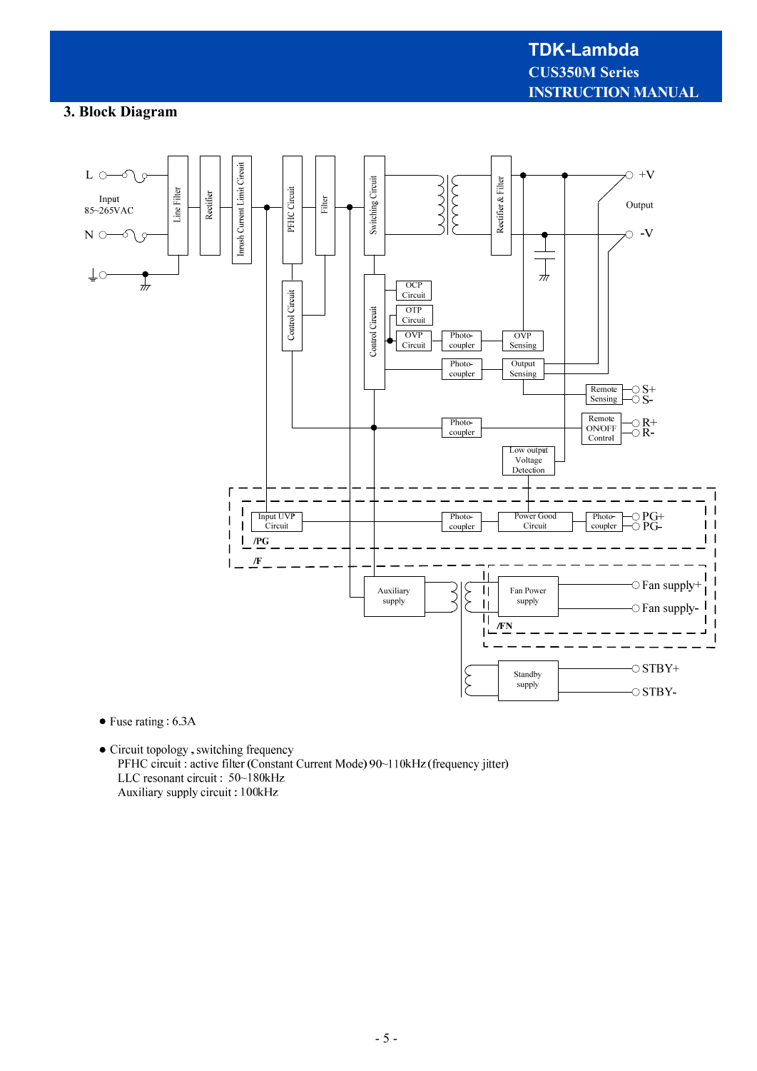## 3. Block Diagram

- Fuse rating : 6.3A

- Circuit topology , switching frequency
  PFHC circuit : active filter (Constant Current Mode) 90~110kHz (frequency jitter)
  LLC resonant circuit : 50~180kHz
  Auxiliary supply circuit : 100kHz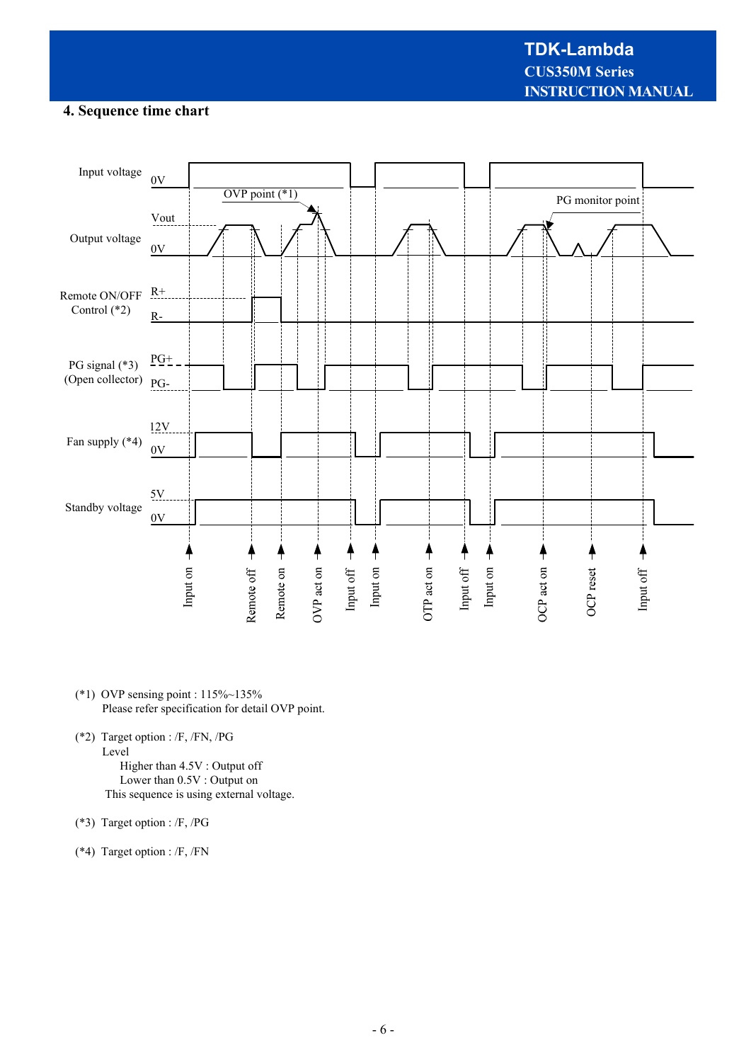## 4. Sequence time chart

Input voltage 0V

OVP point (*1)

PG monitor point

Output voltage Vout 0V

Remote ON/OFF Control (*2) R+ R-

PG signal (*3) (Open collector) PG+ PG-

Fan supply (*4) 12V 0V

Standby voltage 5V 0V

Input on, Remote off, Remote on, OVP act on, Input off, Input on, OTP act on, Input off, Input on, OCP act on, OCP reset, Input off

(*1) OVP sensing point : 115%~135%
Please refer specification for detail OVP point.

(*2) Target option : /F, /FN, /PG
Level
Higher than 4.5V : Output off
Lower than 0.5V : Output on
This sequence is using external voltage.

(*3) Target option : /F, /PG

(*4) Target option : /F, /FN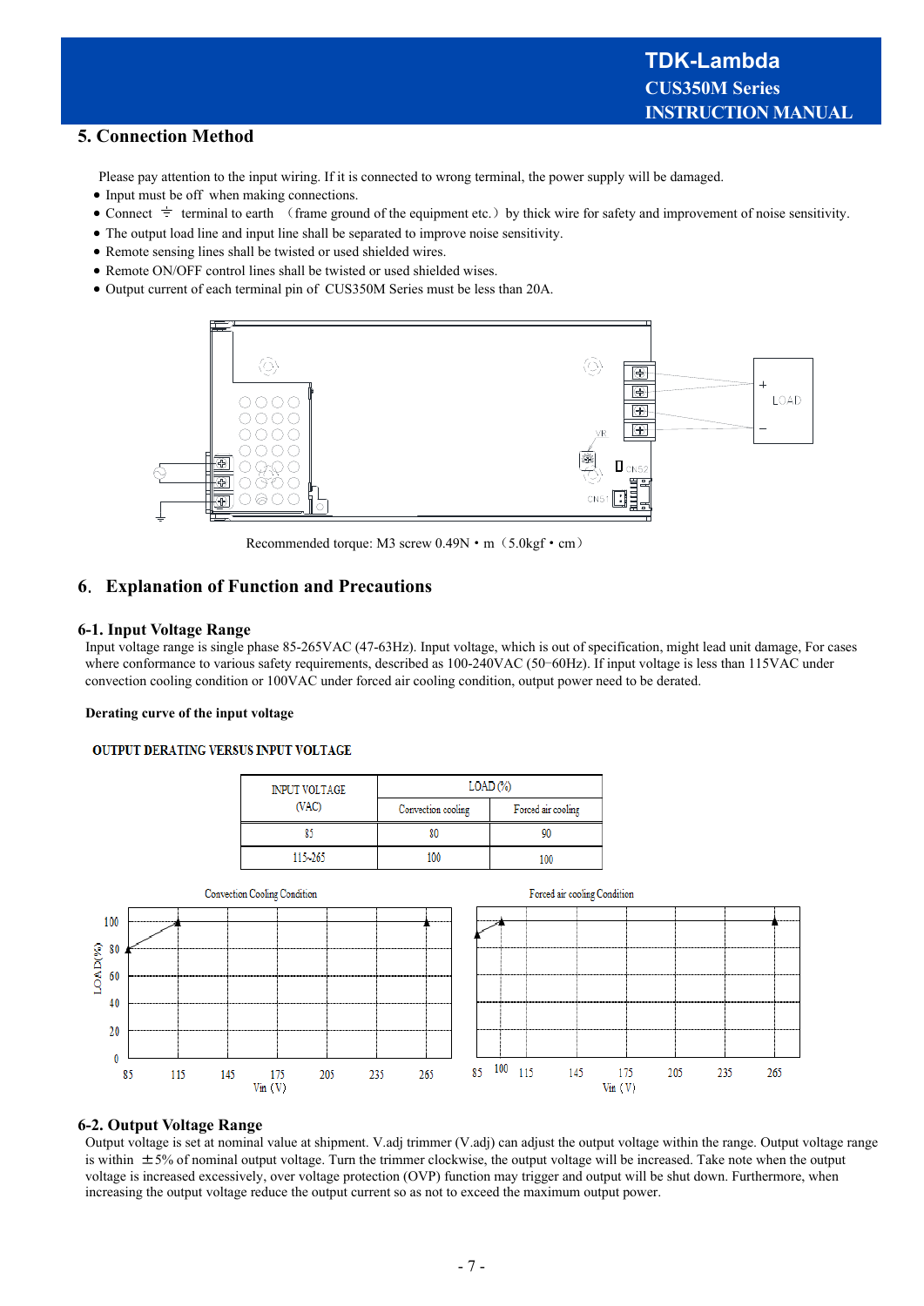## 5. Connection Method

Please pay attention to the input wiring. If it is connected to wrong terminal, the power supply will be damaged.

- Input must be off when making connections.
- Connect ⏚ terminal to earth （frame ground of the equipment etc.）by thick wire for safety and improvement of noise sensitivity.
- The output load line and input line shall be separated to improve noise sensitivity.
- Remote sensing lines shall be twisted or used shielded wires.
- Remote ON/OFF control lines shall be twisted or used shielded wises.
- Output current of each terminal pin of CUS350M Series must be less than 20A.

Recommended torque: M3 screw 0.49N・m（5.0kgf・cm）

## 6. Explanation of Function and Precautions

### 6-1. Input Voltage Range

Input voltage range is single phase 85-265VAC (47-63Hz). Input voltage, which is out of specification, might lead unit damage, For cases where conformance to various safety requirements, described as 100-240VAC (50−60Hz). If input voltage is less than 115VAC under convection cooling condition or 100VAC under forced air cooling condition, output power need to be derated.

**Derating curve of the input voltage**

**OUTPUT DERATING VERSUS INPUT VOLTAGE**

| INPUT VOLTAGE (VAC) | LOAD (%) | |
|---|---|---|
| | Convection cooling | Forced air cooling |
| 85 | 80 | 90 |
| 115-265 | 100 | 100 |

### 6-2. Output Voltage Range

Output voltage is set at nominal value at shipment. V.adj trimmer (V.adj) can adjust the output voltage within the range. Output voltage range is within ±5% of nominal output voltage. Turn the trimmer clockwise, the output voltage will be increased. Take note when the output voltage is increased excessively, over voltage protection (OVP) function may trigger and output will be shut down. Furthermore, when increasing the output voltage reduce the output current so as not to exceed the maximum output power.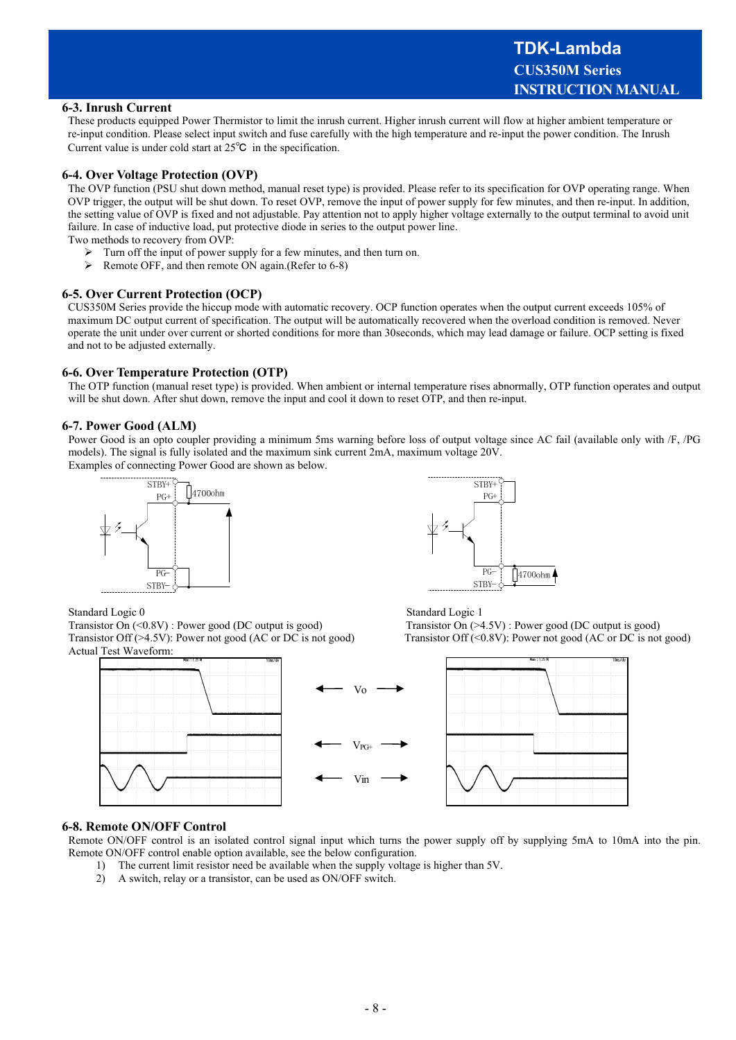## 6-3. Inrush Current

These products equipped Power Thermistor to limit the inrush current. Higher inrush current will flow at higher ambient temperature or re-input condition. Please select input switch and fuse carefully with the high temperature and re-input the power condition. The Inrush Current value is under cold start at 25℃ in the specification.

## 6-4. Over Voltage Protection (OVP)

The OVP function (PSU shut down method, manual reset type) is provided. Please refer to its specification for OVP operating range. When OVP trigger, the output will be shut down. To reset OVP, remove the input of power supply for few minutes, and then re-input. In addition, the setting value of OVP is fixed and not adjustable. Pay attention not to apply higher voltage externally to the output terminal to avoid unit failure. In case of inductive load, put protective diode in series to the output power line.

Two methods to recovery from OVP:

- Turn off the input of power supply for a few minutes, and then turn on.
- Remote OFF, and then remote ON again.(Refer to 6-8)

## 6-5. Over Current Protection (OCP)

CUS350M Series provide the hiccup mode with automatic recovery. OCP function operates when the output current exceeds 105% of maximum DC output current of specification. The output will be automatically recovered when the overload condition is removed. Never operate the unit under over current or shorted conditions for more than 30seconds, which may lead damage or failure. OCP setting is fixed and not to be adjusted externally.

## 6-6. Over Temperature Protection (OTP)

The OTP function (manual reset type) is provided. When ambient or internal temperature rises abnormally, OTP function operates and output will be shut down. After shut down, remove the input and cool it down to reset OTP, and then re-input.

## 6-7. Power Good (ALM)

Power Good is an opto coupler providing a minimum 5ms warning before loss of output voltage since AC fail (available only with /F, /PG models). The signal is fully isolated and the maximum sink current 2mA, maximum voltage 20V.

Examples of connecting Power Good are shown as below.

STBY+ PG+ 4700ohm PG− STBY−

STBY+ PG+ PG− STBY− 4700ohm

Standard Logic 0
Transistor On (<0.8V) : Power good (DC output is good)
Transistor Off (>4.5V): Power not good (AC or DC is not good)

Standard Logic 1
Transistor On (>4.5V) : Power good (DC output is good)
Transistor Off (<0.8V): Power not good (AC or DC is not good)

Actual Test Waveform:

← Vo →

← $V_{PG+}$ →

← Vin →

## 6-8. Remote ON/OFF Control

Remote ON/OFF control is an isolated control signal input which turns the power supply off by supplying 5mA to 10mA into the pin. Remote ON/OFF control enable option available, see the below configuration.

1) The current limit resistor need be available when the supply voltage is higher than 5V.
2) A switch, relay or a transistor, can be used as ON/OFF switch.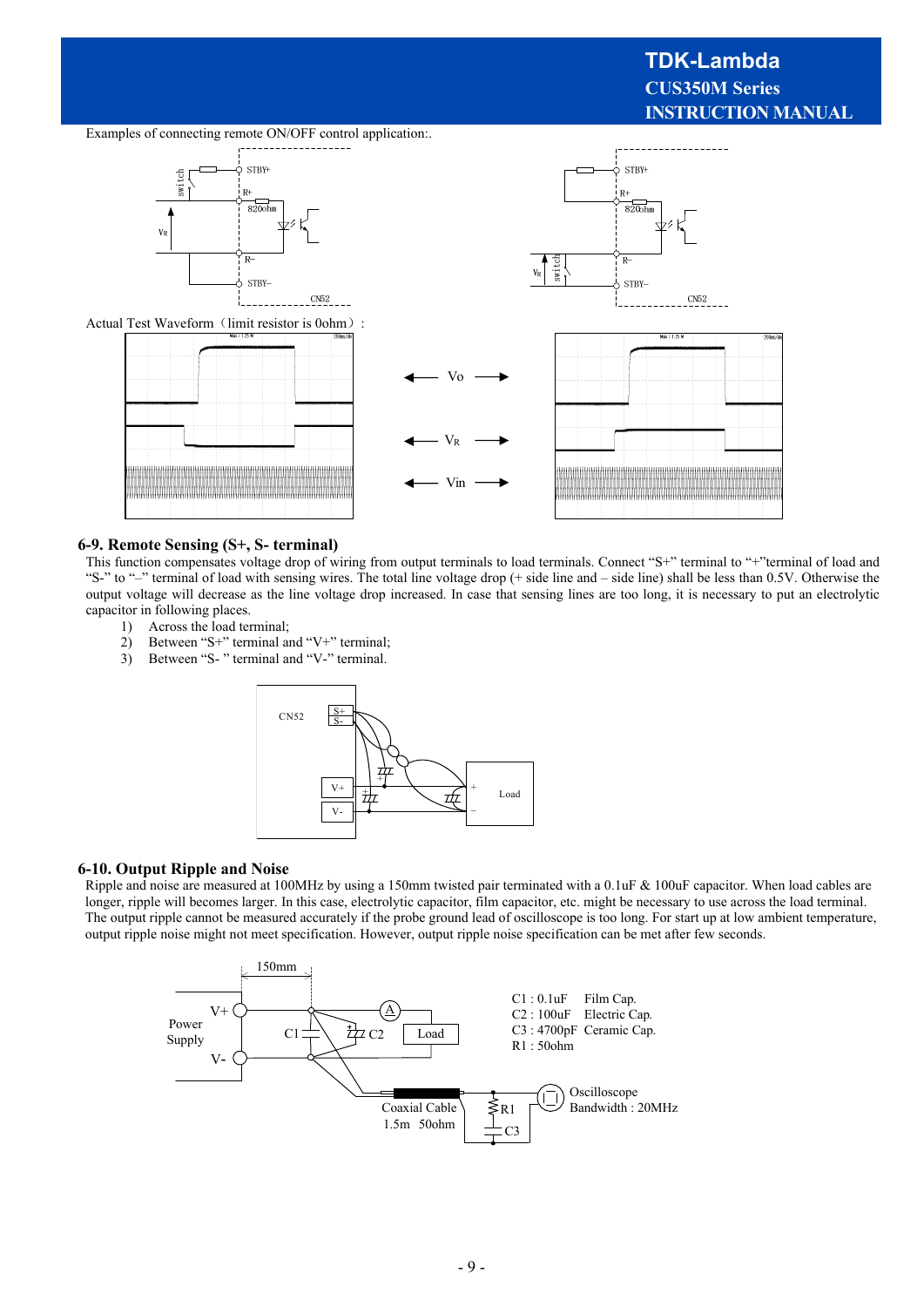Examples of connecting remote ON/OFF control application:.

Actual Test Waveform（limit resistor is 0ohm）:

## 6-9. Remote Sensing (S+, S- terminal)

This function compensates voltage drop of wiring from output terminals to load terminals. Connect "S+" terminal to "+"terminal of load and "S-" to "–" terminal of load with sensing wires. The total line voltage drop (+ side line and – side line) shall be less than 0.5V. Otherwise the output voltage will decrease as the line voltage drop increased. In case that sensing lines are too long, it is necessary to put an electrolytic capacitor in following places.

1) Across the load terminal;
2) Between "S+" terminal and "V+" terminal;
3) Between "S- " terminal and "V-" terminal.

## 6-10. Output Ripple and Noise

Ripple and noise are measured at 100MHz by using a 150mm twisted pair terminated with a 0.1uF & 100uF capacitor. When load cables are longer, ripple will becomes larger. In this case, electrolytic capacitor, film capacitor, etc. might be necessary to use across the load terminal. The output ripple cannot be measured accurately if the probe ground lead of oscilloscope is too long. For start up at low ambient temperature, output ripple noise might not meet specification. However, output ripple noise specification can be met after few seconds.

C1 : 0.1uF Film Cap.
C2 : 100uF Electric Cap.
C3 : 4700pF Ceramic Cap.
R1 : 50ohm

Coaxial Cable 1.5m 50ohm

Oscilloscope Bandwidth : 20MHz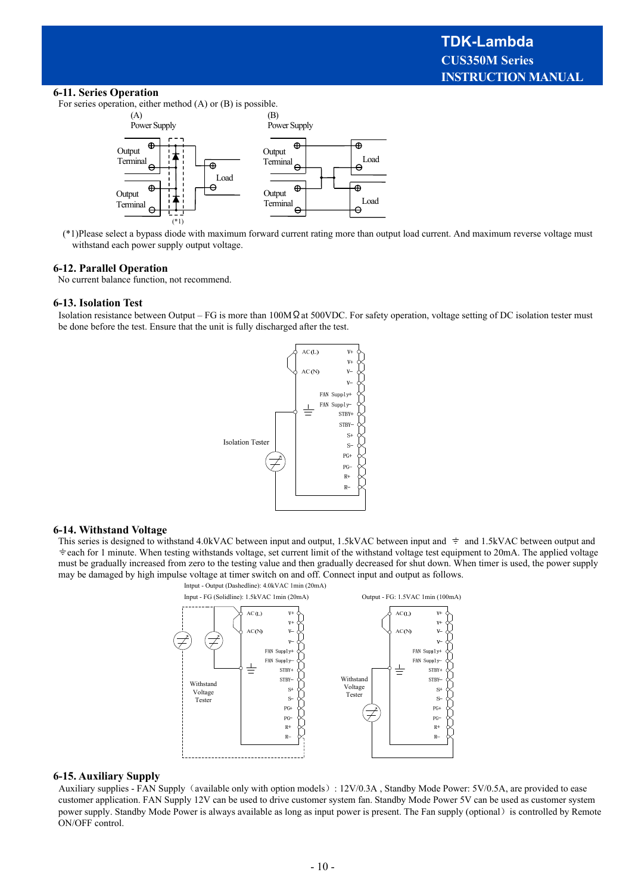## 6-11. Series Operation

For series operation, either method (A) or (B) is possible.

(*1)Please select a bypass diode with maximum forward current rating more than output load current. And maximum reverse voltage must withstand each power supply output voltage.

## 6-12. Parallel Operation

No current balance function, not recommend.

## 6-13. Isolation Test

Isolation resistance between Output – FG is more than 100MΩ at 500VDC. For safety operation, voltage setting of DC isolation tester must be done before the test. Ensure that the unit is fully discharged after the test.

## 6-14. Withstand Voltage

This series is designed to withstand 4.0kVAC between input and output, 1.5kVAC between input and ⏚ and 1.5kVAC between output and ⏚ each for 1 minute. When testing withstands voltage, set current limit of the withstand voltage test equipment to 20mA. The applied voltage must be gradually increased from zero to the testing value and then gradually decreased for shut down. When timer is used, the power supply may be damaged by high impulse voltage at timer switch on and off. Connect input and output as follows.

Intput - Output (Dashedline): 4.0kVAC 1min (20mA)

Input - FG (Solidline): 1.5kVAC 1min (20mA)

Output - FG: 1.5VAC 1min (100mA)

## 6-15. Auxiliary Supply

Auxiliary supplies - FAN Supply（available only with option models）: 12V/0.3A , Standby Mode Power: 5V/0.5A, are provided to ease customer application. FAN Supply 12V can be used to drive customer system fan. Standby Mode Power 5V can be used as customer system power supply. Standby Mode Power is always available as long as input power is present. The Fan supply (optional）is controlled by Remote ON/OFF control.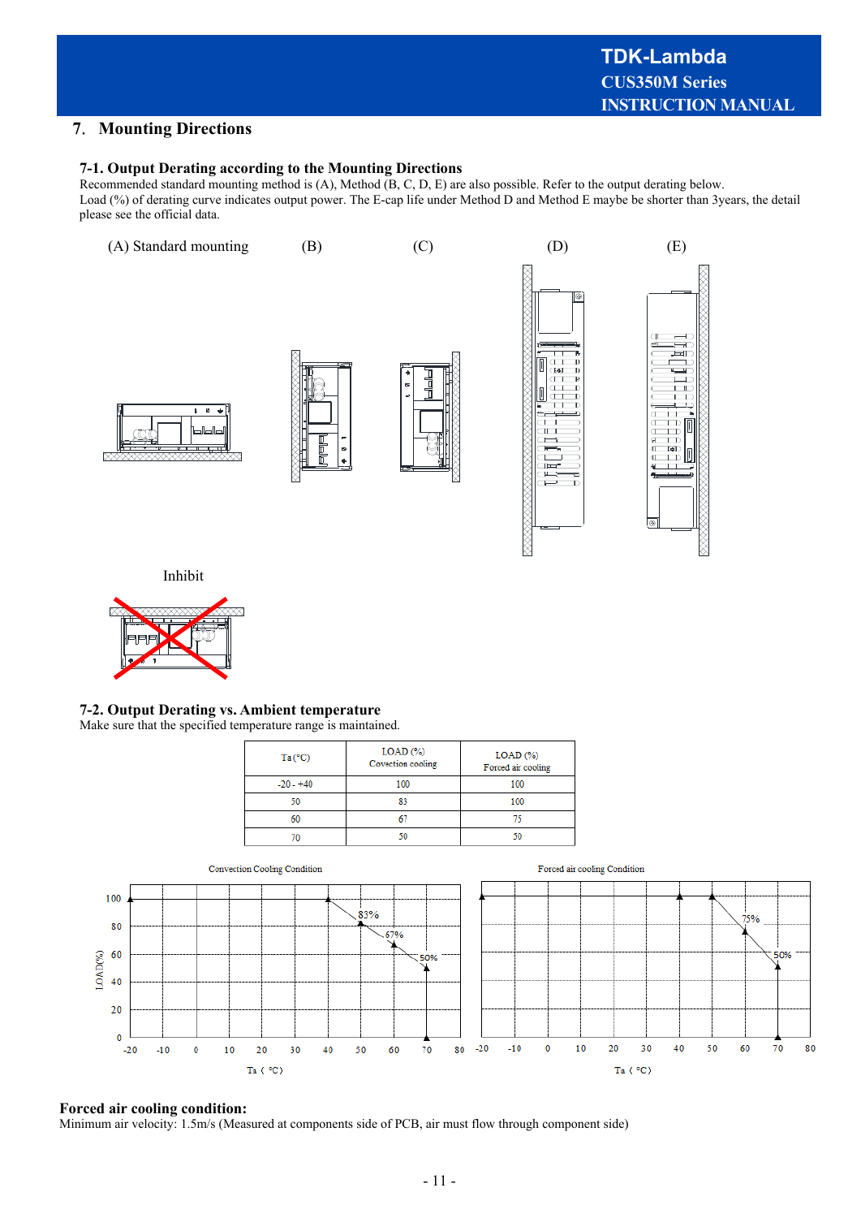## 7. Mounting Directions

### 7-1. Output Derating according to the Mounting Directions

Recommended standard mounting method is (A), Method (B, C, D, E) are also possible. Refer to the output derating below.
Load (%) of derating curve indicates output power. The E-cap life under Method D and Method E maybe be shorter than 3years, the detail please see the official data.

(A) Standard mounting (B) (C) (D) (E)

Inhibit

### 7-2. Output Derating vs. Ambient temperature

Make sure that the specified temperature range is maintained.

| Ta (°C) | LOAD (%) Covection cooling | LOAD (%) Forced air cooling |
|---|---|---|
| -20 - +40 | 100 | 100 |
| 50 | 83 | 100 |
| 60 | 67 | 75 |
| 70 | 50 | 50 |

Convection Cooling Condition

Forced air cooling Condition

**Forced air cooling condition:**
Minimum air velocity: 1.5m/s (Measured at components side of PCB, air must flow through component side)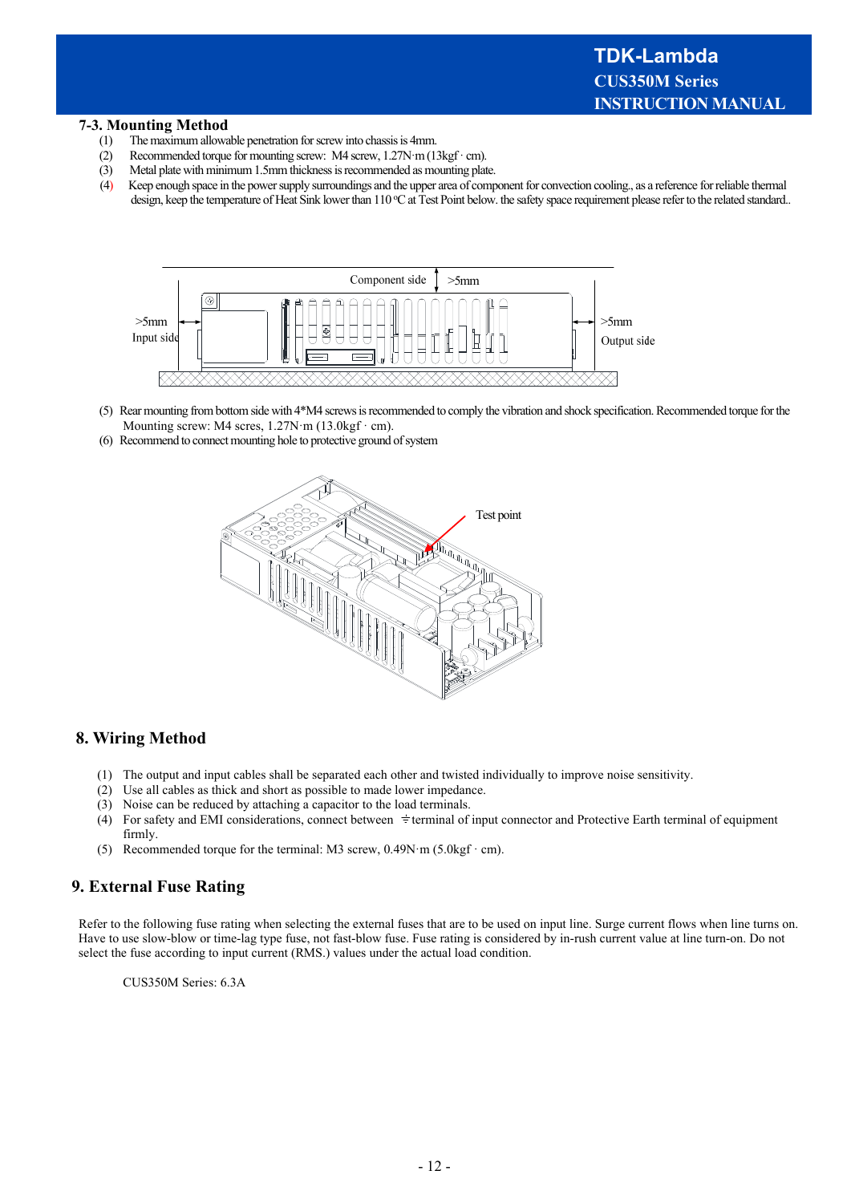### 7-3. Mounting Method

(1) The maximum allowable penetration for screw into chassis is 4mm.
(2) Recommended torque for mounting screw: M4 screw, 1.27N·m (13kgf · cm).
(3) Metal plate with minimum 1.5mm thickness is recommended as mounting plate.
(4) Keep enough space in the power supply surroundings and the upper area of component for convection cooling., as a reference for reliable thermal design, keep the temperature of Heat Sink lower than 110 °C at Test Point below. the safety space requirement please refer to the related standard..

(5) Rear mounting from bottom side with 4*M4 screws is recommended to comply the vibration and shock specification. Recommended torque for the Mounting screw: M4 scres, 1.27N·m (13.0kgf · cm).
(6) Recommend to connect mounting hole to protective ground of system

## 8. Wiring Method

(1) The output and input cables shall be separated each other and twisted individually to improve noise sensitivity.
(2) Use all cables as thick and short as possible to made lower impedance.
(3) Noise can be reduced by attaching a capacitor to the load terminals.
(4) For safety and EMI considerations, connect between ⏚ terminal of input connector and Protective Earth terminal of equipment firmly.
(5) Recommended torque for the terminal: M3 screw, 0.49N·m (5.0kgf · cm).

## 9. External Fuse Rating

Refer to the following fuse rating when selecting the external fuses that are to be used on input line. Surge current flows when line turns on. Have to use slow-blow or time-lag type fuse, not fast-blow fuse. Fuse rating is considered by in-rush current value at line turn-on. Do not select the fuse according to input current (RMS.) values under the actual load condition.

CUS350M Series: 6.3A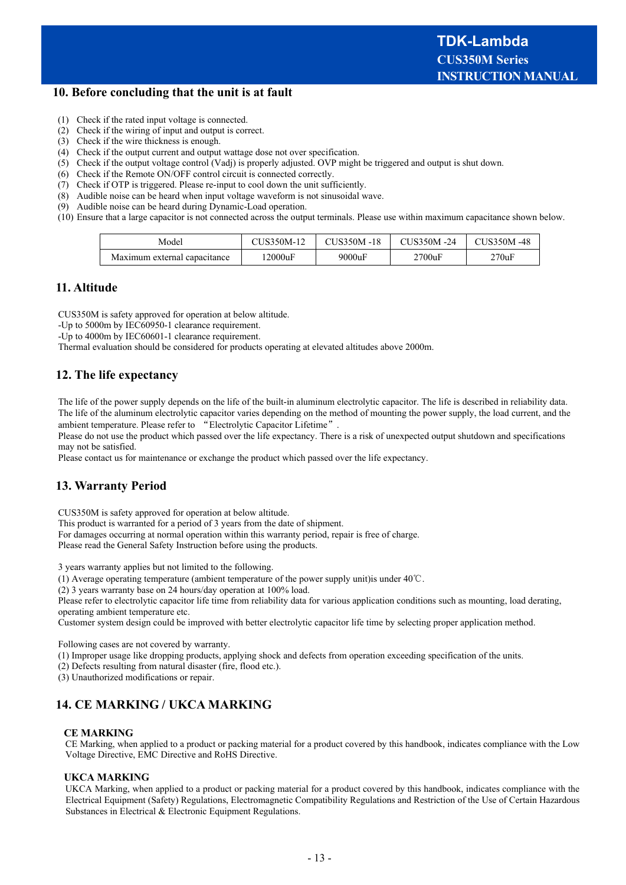## 10. Before concluding that the unit is at fault

(1) Check if the rated input voltage is connected.
(2) Check if the wiring of input and output is correct.
(3) Check if the wire thickness is enough.
(4) Check if the output current and output wattage dose not over specification.
(5) Check if the output voltage control (Vadj) is properly adjusted. OVP might be triggered and output is shut down.
(6) Check if the Remote ON/OFF control circuit is connected correctly.
(7) Check if OTP is triggered. Please re-input to cool down the unit sufficiently.
(8) Audible noise can be heard when input voltage waveform is not sinusoidal wave.
(9) Audible noise can be heard during Dynamic-Load operation.
(10) Ensure that a large capacitor is not connected across the output terminals. Please use within maximum capacitance shown below.

| Model | CUS350M-12 | CUS350M -18 | CUS350M -24 | CUS350M -48 |
|---|---|---|---|---|
| Maximum external capacitance | 12000uF | 9000uF | 2700uF | 270uF |

## 11. Altitude

CUS350M is safety approved for operation at below altitude.
-Up to 5000m by IEC60950-1 clearance requirement.
-Up to 4000m by IEC60601-1 clearance requirement.
Thermal evaluation should be considered for products operating at elevated altitudes above 2000m.

## 12. The life expectancy

The life of the power supply depends on the life of the built-in aluminum electrolytic capacitor. The life is described in reliability data. The life of the aluminum electrolytic capacitor varies depending on the method of mounting the power supply, the load current, and the ambient temperature. Please refer to "Electrolytic Capacitor Lifetime".
Please do not use the product which passed over the life expectancy. There is a risk of unexpected output shutdown and specifications may not be satisfied.
Please contact us for maintenance or exchange the product which passed over the life expectancy.

## 13. Warranty Period

CUS350M is safety approved for operation at below altitude.
This product is warranted for a period of 3 years from the date of shipment.
For damages occurring at normal operation within this warranty period, repair is free of charge.
Please read the General Safety Instruction before using the products.

3 years warranty applies but not limited to the following.
(1) Average operating temperature (ambient temperature of the power supply unit)is under 40℃.
(2) 3 years warranty base on 24 hours/day operation at 100% load.
Please refer to electrolytic capacitor life time from reliability data for various application conditions such as mounting, load derating, operating ambient temperature etc.
Customer system design could be improved with better electrolytic capacitor life time by selecting proper application method.

Following cases are not covered by warranty.
(1) Improper usage like dropping products, applying shock and defects from operation exceeding specification of the units.
(2) Defects resulting from natural disaster (fire, flood etc.).
(3) Unauthorized modifications or repair.

## 14. CE MARKING / UKCA MARKING

### CE MARKING

CE Marking, when applied to a product or packing material for a product covered by this handbook, indicates compliance with the Low Voltage Directive, EMC Directive and RoHS Directive.

### UKCA MARKING

UKCA Marking, when applied to a product or packing material for a product covered by this handbook, indicates compliance with the Electrical Equipment (Safety) Regulations, Electromagnetic Compatibility Regulations and Restriction of the Use of Certain Hazardous Substances in Electrical & Electronic Equipment Regulations.